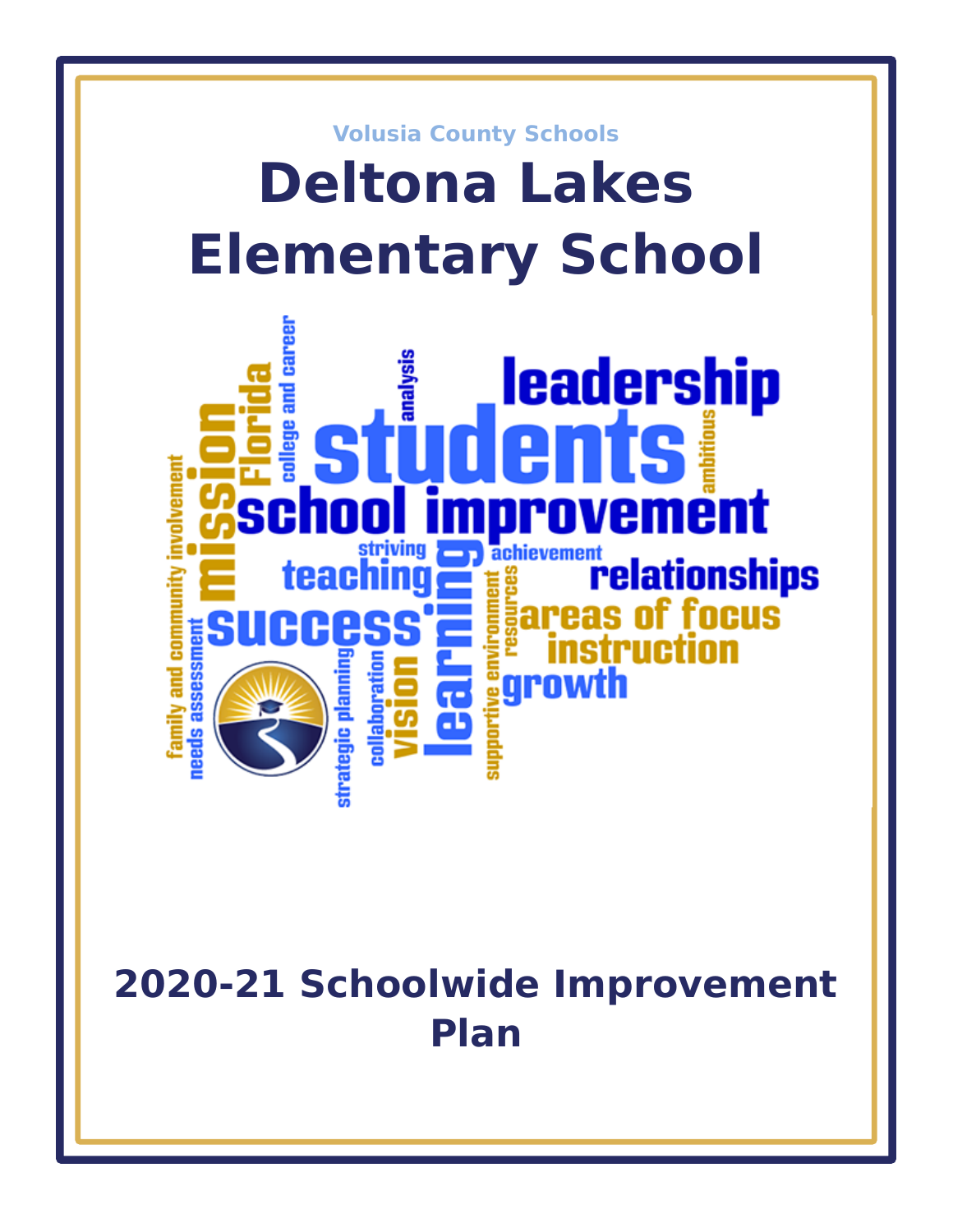Volusia County Schools

# Deltona Lakes Elementary School

## 2020-21 Schoolwide Improvement Plan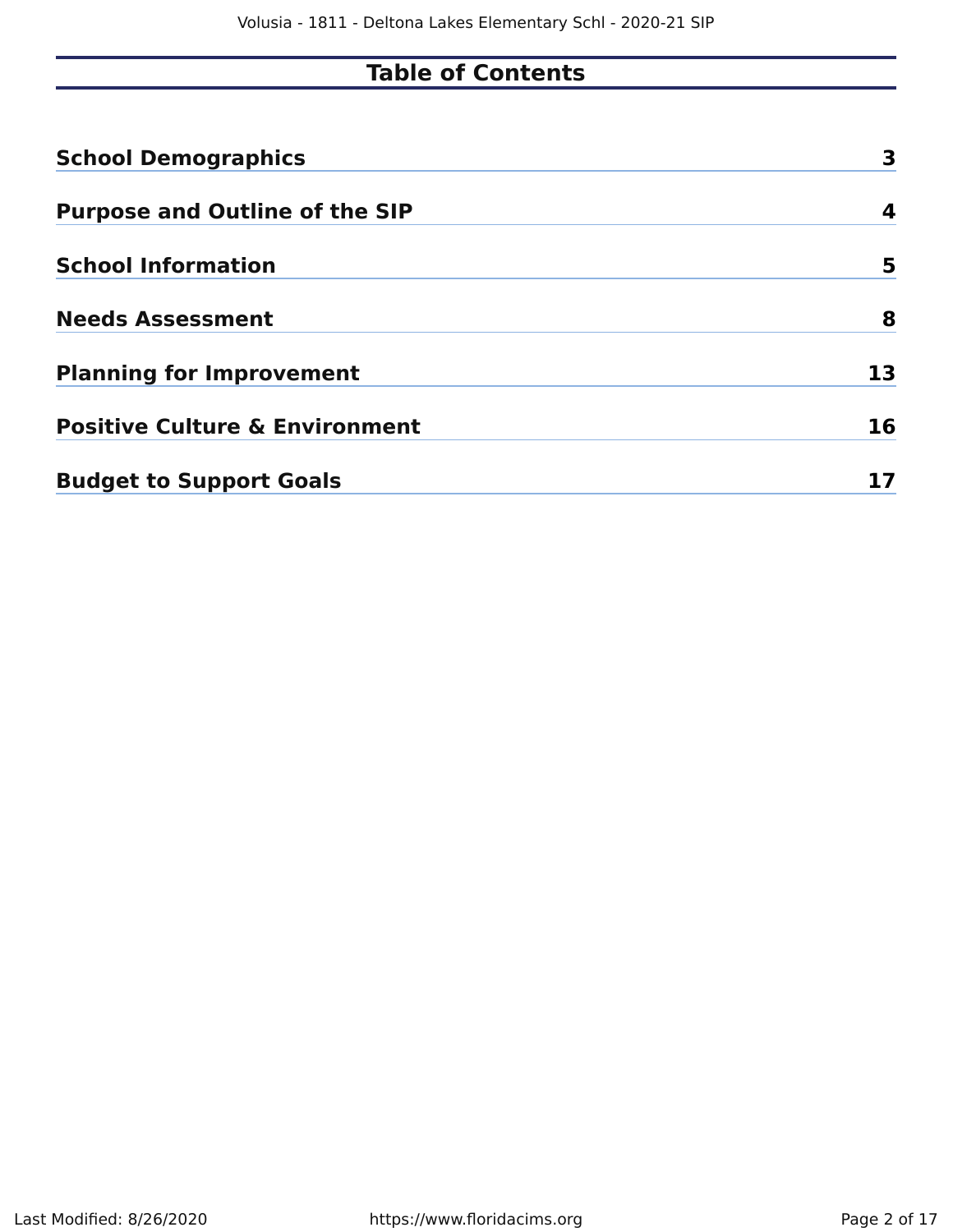# Table of Contents

| | |
|---|---|
| **School Demographics** | **3** |
| **Purpose and Outline of the SIP** | **4** |
| **School Information** | **5** |
| **Needs Assessment** | **8** |
| **Planning for Improvement** | **13** |
| **Positive Culture & Environment** | **16** |
| **Budget to Support Goals** | **17** |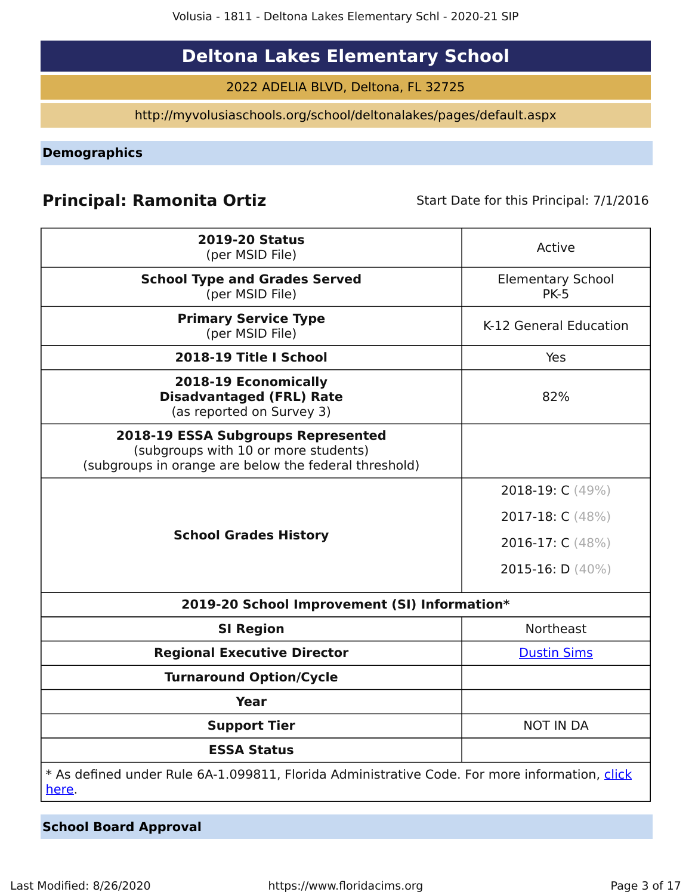# Deltona Lakes Elementary School

2022 ADELIA BLVD, Deltona, FL 32725

http://myvolusiaschools.org/school/deltonalakes/pages/default.aspx

## Demographics

**Principal: Ramonita Ortiz** Start Date for this Principal: 7/1/2016

| | |
|---|---|
| **2019-20 Status** (per MSID File) | Active |
| **School Type and Grades Served** (per MSID File) | Elementary School PK-5 |
| **Primary Service Type** (per MSID File) | K-12 General Education |
| **2018-19 Title I School** | Yes |
| **2018-19 Economically Disadvantaged (FRL) Rate** (as reported on Survey 3) | 82% |
| **2018-19 ESSA Subgroups Represented** (subgroups with 10 or more students) (subgroups in orange are below the federal threshold) | |
| **School Grades History** | 2018-19: C (49%)<br>2017-18: C (48%)<br>2016-17: C (48%)<br>2015-16: D (40%) |
| **2019-20 School Improvement (SI) Information*** | |
| **SI Region** | Northeast |
| **Regional Executive Director** | Dustin Sims |
| **Turnaround Option/Cycle** | |
| **Year** | |
| **Support Tier** | NOT IN DA |
| **ESSA Status** | |

* As defined under Rule 6A-1.099811, Florida Administrative Code. For more information, click here.

## School Board Approval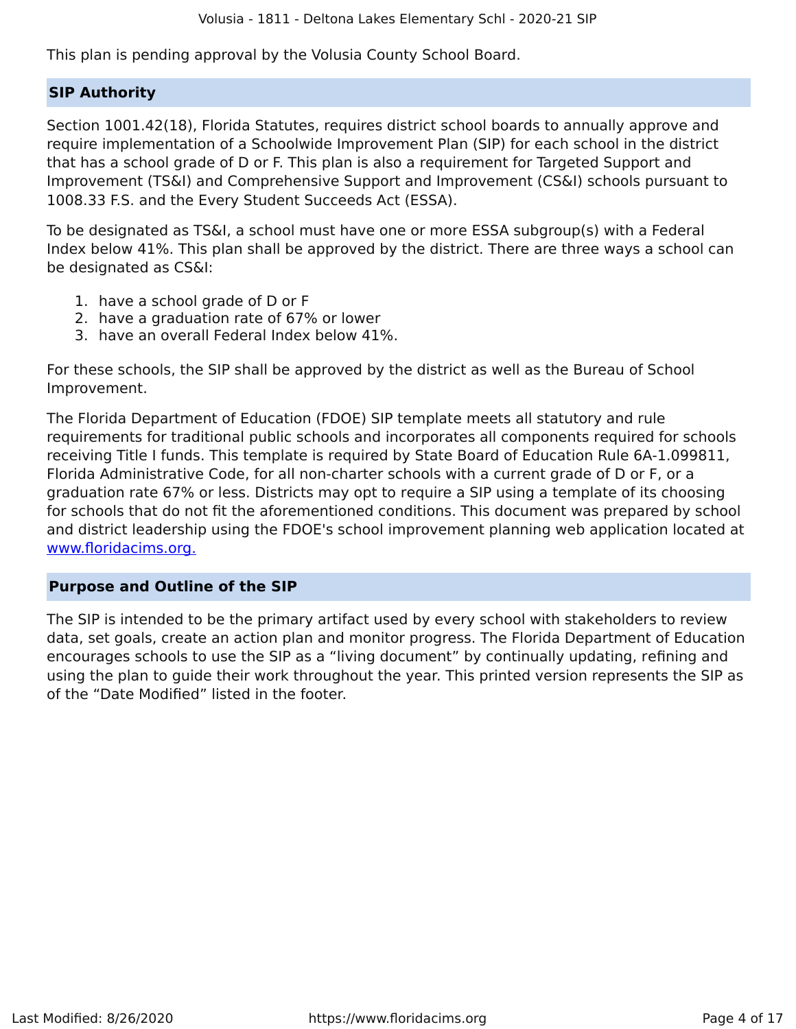This plan is pending approval by the Volusia County School Board.

## SIP Authority

Section 1001.42(18), Florida Statutes, requires district school boards to annually approve and require implementation of a Schoolwide Improvement Plan (SIP) for each school in the district that has a school grade of D or F. This plan is also a requirement for Targeted Support and Improvement (TS&I) and Comprehensive Support and Improvement (CS&I) schools pursuant to 1008.33 F.S. and the Every Student Succeeds Act (ESSA).

To be designated as TS&I, a school must have one or more ESSA subgroup(s) with a Federal Index below 41%. This plan shall be approved by the district. There are three ways a school can be designated as CS&I:

1. have a school grade of D or F
2. have a graduation rate of 67% or lower
3. have an overall Federal Index below 41%.

For these schools, the SIP shall be approved by the district as well as the Bureau of School Improvement.

The Florida Department of Education (FDOE) SIP template meets all statutory and rule requirements for traditional public schools and incorporates all components required for schools receiving Title I funds. This template is required by State Board of Education Rule 6A-1.099811, Florida Administrative Code, for all non-charter schools with a current grade of D or F, or a graduation rate 67% or less. Districts may opt to require a SIP using a template of its choosing for schools that do not fit the aforementioned conditions. This document was prepared by school and district leadership using the FDOE's school improvement planning web application located at [www.floridacims.org.](https://www.floridacims.org)

## Purpose and Outline of the SIP

The SIP is intended to be the primary artifact used by every school with stakeholders to review data, set goals, create an action plan and monitor progress. The Florida Department of Education encourages schools to use the SIP as a “living document” by continually updating, refining and using the plan to guide their work throughout the year. This printed version represents the SIP as of the “Date Modified” listed in the footer.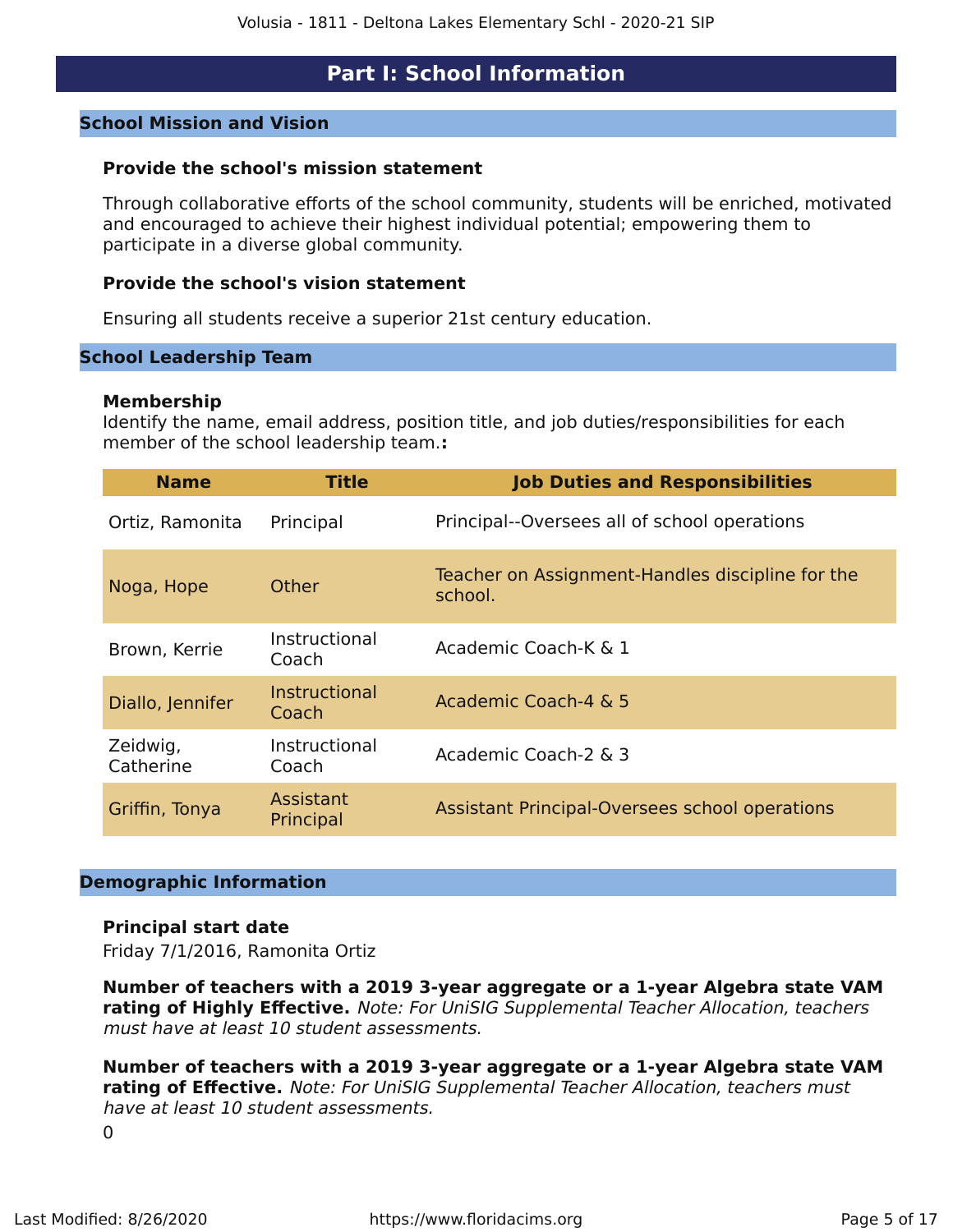# Part I: School Information

## School Mission and Vision

### Provide the school's mission statement

Through collaborative efforts of the school community, students will be enriched, motivated and encouraged to achieve their highest individual potential; empowering them to participate in a diverse global community.

### Provide the school's vision statement

Ensuring all students receive a superior 21st century education.

## School Leadership Team

### Membership

Identify the name, email address, position title, and job duties/responsibilities for each member of the school leadership team.**:**

| Name | Title | Job Duties and Responsibilities |
|---|---|---|
| Ortiz, Ramonita | Principal | Principal--Oversees all of school operations |
| Noga, Hope | Other | Teacher on Assignment-Handles discipline for the school. |
| Brown, Kerrie | Instructional Coach | Academic Coach-K & 1 |
| Diallo, Jennifer | Instructional Coach | Academic Coach-4 & 5 |
| Zeidwig, Catherine | Instructional Coach | Academic Coach-2 & 3 |
| Griffin, Tonya | Assistant Principal | Assistant Principal-Oversees school operations |

## Demographic Information

**Principal start date**

Friday 7/1/2016, Ramonita Ortiz

**Number of teachers with a 2019 3-year aggregate or a 1-year Algebra state VAM rating of Highly Effective.** *Note: For UniSIG Supplemental Teacher Allocation, teachers must have at least 10 student assessments.*

**Number of teachers with a 2019 3-year aggregate or a 1-year Algebra state VAM rating of Effective.** *Note: For UniSIG Supplemental Teacher Allocation, teachers must have at least 10 student assessments.*

0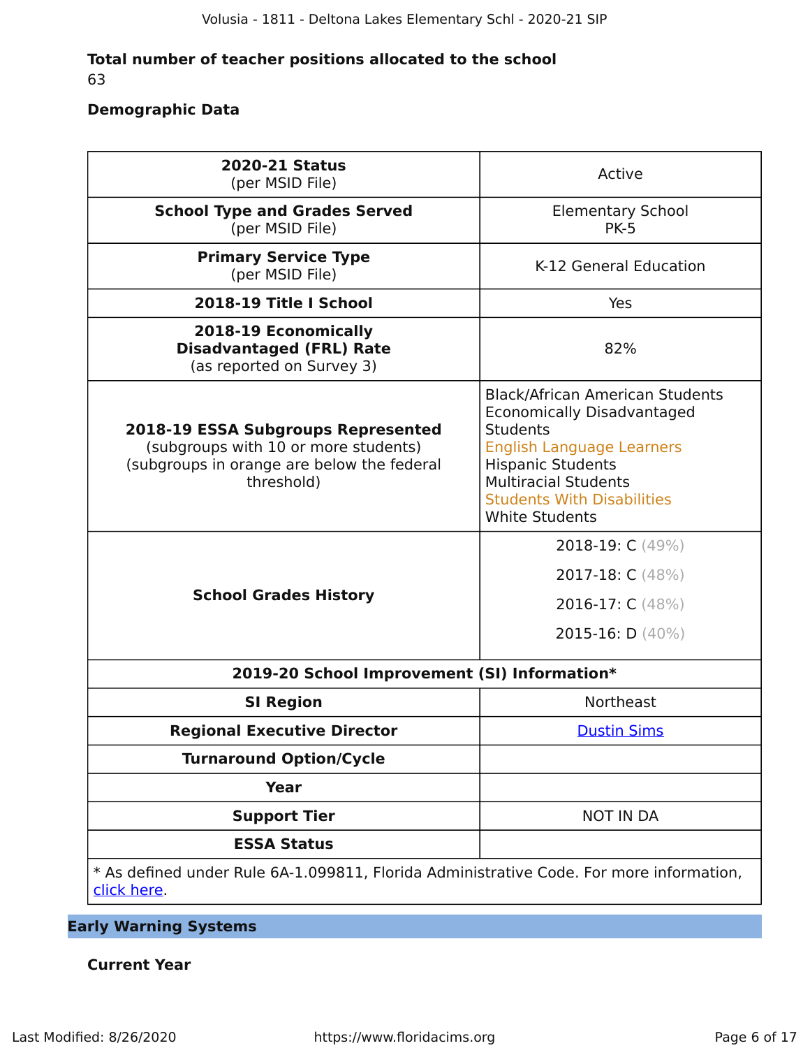**Total number of teacher positions allocated to the school**

63

**Demographic Data**

| | |
|---|---|
| **2020-21 Status** (per MSID File) | Active |
| **School Type and Grades Served** (per MSID File) | Elementary School PK-5 |
| **Primary Service Type** (per MSID File) | K-12 General Education |
| **2018-19 Title I School** | Yes |
| **2018-19 Economically Disadvantaged (FRL) Rate** (as reported on Survey 3) | 82% |
| **2018-19 ESSA Subgroups Represented** (subgroups with 10 or more students) (subgroups in orange are below the federal threshold) | Black/African American Students<br>Economically Disadvantaged Students<br>English Language Learners<br>Hispanic Students<br>Multiracial Students<br>Students With Disabilities<br>White Students |
| **School Grades History** | 2018-19: C (49%)<br>2017-18: C (48%)<br>2016-17: C (48%)<br>2015-16: D (40%) |
| **2019-20 School Improvement (SI) Information*** | |
| **SI Region** | Northeast |
| **Regional Executive Director** | Dustin Sims |
| **Turnaround Option/Cycle** | |
| **Year** | |
| **Support Tier** | NOT IN DA |
| **ESSA Status** | |

\* As defined under Rule 6A-1.099811, Florida Administrative Code. For more information, click here.

## Early Warning Systems

### Current Year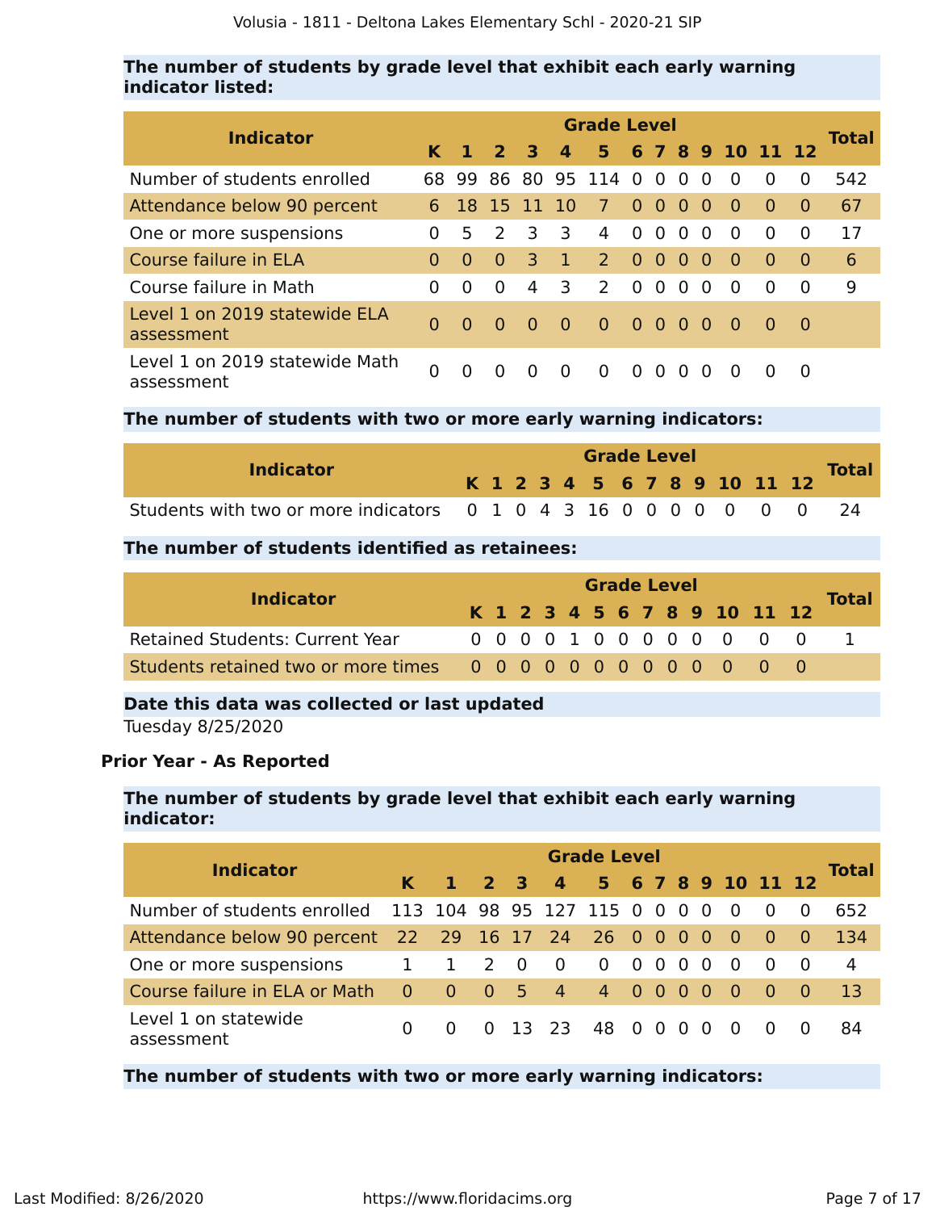### The number of students by grade level that exhibit each early warning indicator listed:

| Indicator | Grade Level | | | | | | | | | | | | | Total |
|---|---|---|---|---|---|---|---|---|---|---|---|---|---|---|
| | K | 1 | 2 | 3 | 4 | 5 | 6 | 7 | 8 | 9 | 10 | 11 | 12 | |
| Number of students enrolled | 68 | 99 | 86 | 80 | 95 | 114 | 0 | 0 | 0 | 0 | 0 | 0 | 0 | 542 |
| Attendance below 90 percent | 6 | 18 | 15 | 11 | 10 | 7 | 0 | 0 | 0 | 0 | 0 | 0 | 0 | 67 |
| One or more suspensions | 0 | 5 | 2 | 3 | 3 | 4 | 0 | 0 | 0 | 0 | 0 | 0 | 0 | 17 |
| Course failure in ELA | 0 | 0 | 0 | 3 | 1 | 2 | 0 | 0 | 0 | 0 | 0 | 0 | 0 | 6 |
| Course failure in Math | 0 | 0 | 0 | 4 | 3 | 2 | 0 | 0 | 0 | 0 | 0 | 0 | 0 | 9 |
| Level 1 on 2019 statewide ELA assessment | 0 | 0 | 0 | 0 | 0 | 0 | 0 | 0 | 0 | 0 | 0 | 0 | 0 | |
| Level 1 on 2019 statewide Math assessment | 0 | 0 | 0 | 0 | 0 | 0 | 0 | 0 | 0 | 0 | 0 | 0 | 0 | |

### The number of students with two or more early warning indicators:

| Indicator | Grade Level | | | | | | | | | | | | | Total |
|---|---|---|---|---|---|---|---|---|---|---|---|---|---|---|
| | K | 1 | 2 | 3 | 4 | 5 | 6 | 7 | 8 | 9 | 10 | 11 | 12 | |
| Students with two or more indicators | 0 | 1 | 0 | 4 | 3 | 16 | 0 | 0 | 0 | 0 | 0 | 0 | 0 | 24 |

### The number of students identified as retainees:

| Indicator | Grade Level | | | | | | | | | | | | | Total |
|---|---|---|---|---|---|---|---|---|---|---|---|---|---|---|
| | K | 1 | 2 | 3 | 4 | 5 | 6 | 7 | 8 | 9 | 10 | 11 | 12 | |
| Retained Students: Current Year | 0 | 0 | 0 | 0 | 1 | 0 | 0 | 0 | 0 | 0 | 0 | 0 | 0 | 1 |
| Students retained two or more times | 0 | 0 | 0 | 0 | 0 | 0 | 0 | 0 | 0 | 0 | 0 | 0 | 0 | |

### Date this data was collected or last updated

Tuesday 8/25/2020

## Prior Year - As Reported

### The number of students by grade level that exhibit each early warning indicator:

| Indicator | Grade Level | | | | | | | | | | | | | Total |
|---|---|---|---|---|---|---|---|---|---|---|---|---|---|---|
| | K | 1 | 2 | 3 | 4 | 5 | 6 | 7 | 8 | 9 | 10 | 11 | 12 | |
| Number of students enrolled | 113 | 104 | 98 | 95 | 127 | 115 | 0 | 0 | 0 | 0 | 0 | 0 | 0 | 652 |
| Attendance below 90 percent | 22 | 29 | 16 | 17 | 24 | 26 | 0 | 0 | 0 | 0 | 0 | 0 | 0 | 134 |
| One or more suspensions | 1 | 1 | 2 | 0 | 0 | 0 | 0 | 0 | 0 | 0 | 0 | 0 | 0 | 4 |
| Course failure in ELA or Math | 0 | 0 | 0 | 5 | 4 | 4 | 0 | 0 | 0 | 0 | 0 | 0 | 0 | 13 |
| Level 1 on statewide assessment | 0 | 0 | 0 | 13 | 23 | 48 | 0 | 0 | 0 | 0 | 0 | 0 | 0 | 84 |

### The number of students with two or more early warning indicators: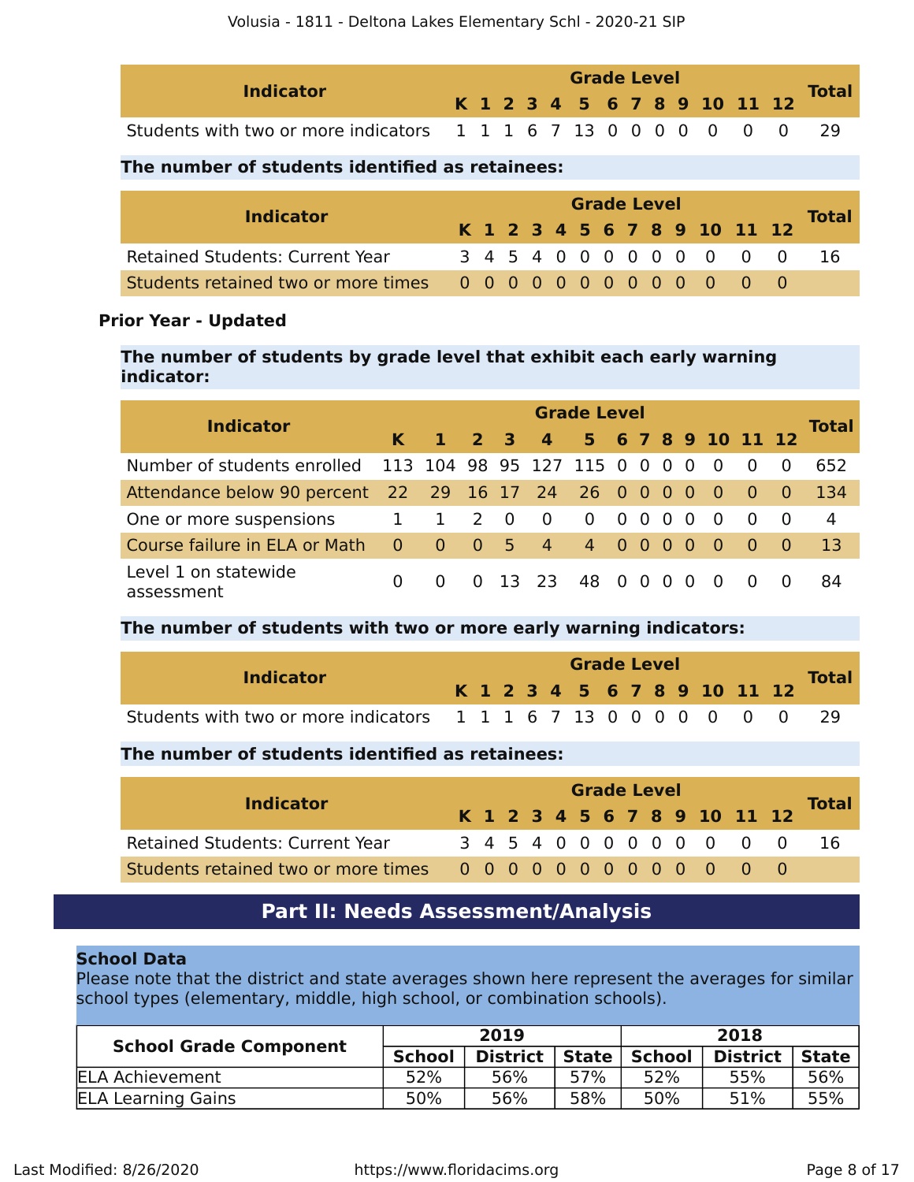| Indicator | Grade Level | | | | | | | | | | | | | Total |
|---|---|---|---|---|---|---|---|---|---|---|---|---|---|---|
| | K | 1 | 2 | 3 | 4 | 5 | 6 | 7 | 8 | 9 | 10 | 11 | 12 | |
| Students with two or more indicators | 1 | 1 | 1 | 6 | 7 | 13 | 0 | 0 | 0 | 0 | 0 | 0 | 0 | 29 |

**The number of students identified as retainees:**

| Indicator | Grade Level | | | | | | | | | | | | | Total |
|---|---|---|---|---|---|---|---|---|---|---|---|---|---|---|
| | K | 1 | 2 | 3 | 4 | 5 | 6 | 7 | 8 | 9 | 10 | 11 | 12 | |
| Retained Students: Current Year | 3 | 4 | 5 | 4 | 0 | 0 | 0 | 0 | 0 | 0 | 0 | 0 | 0 | 16 |
| Students retained two or more times | 0 | 0 | 0 | 0 | 0 | 0 | 0 | 0 | 0 | 0 | 0 | 0 | 0 | |

**Prior Year - Updated**

**The number of students by grade level that exhibit each early warning indicator:**

| Indicator | Grade Level | | | | | | | | | | | | | Total |
|---|---|---|---|---|---|---|---|---|---|---|---|---|---|---|
| | K | 1 | 2 | 3 | 4 | 5 | 6 | 7 | 8 | 9 | 10 | 11 | 12 | |
| Number of students enrolled | 113 | 104 | 98 | 95 | 127 | 115 | 0 | 0 | 0 | 0 | 0 | 0 | 0 | 652 |
| Attendance below 90 percent | 22 | 29 | 16 | 17 | 24 | 26 | 0 | 0 | 0 | 0 | 0 | 0 | 0 | 134 |
| One or more suspensions | 1 | 1 | 2 | 0 | 0 | 0 | 0 | 0 | 0 | 0 | 0 | 0 | 0 | 4 |
| Course failure in ELA or Math | 0 | 0 | 0 | 5 | 4 | 4 | 0 | 0 | 0 | 0 | 0 | 0 | 0 | 13 |
| Level 1 on statewide assessment | 0 | 0 | 0 | 13 | 23 | 48 | 0 | 0 | 0 | 0 | 0 | 0 | 0 | 84 |

**The number of students with two or more early warning indicators:**

| Indicator | Grade Level | | | | | | | | | | | | | Total |
|---|---|---|---|---|---|---|---|---|---|---|---|---|---|---|
| | K | 1 | 2 | 3 | 4 | 5 | 6 | 7 | 8 | 9 | 10 | 11 | 12 | |
| Students with two or more indicators | 1 | 1 | 1 | 6 | 7 | 13 | 0 | 0 | 0 | 0 | 0 | 0 | 0 | 29 |

**The number of students identified as retainees:**

| Indicator | Grade Level | | | | | | | | | | | | | Total |
|---|---|---|---|---|---|---|---|---|---|---|---|---|---|---|
| | K | 1 | 2 | 3 | 4 | 5 | 6 | 7 | 8 | 9 | 10 | 11 | 12 | |
| Retained Students: Current Year | 3 | 4 | 5 | 4 | 0 | 0 | 0 | 0 | 0 | 0 | 0 | 0 | 0 | 16 |
| Students retained two or more times | 0 | 0 | 0 | 0 | 0 | 0 | 0 | 0 | 0 | 0 | 0 | 0 | 0 | |

## Part II: Needs Assessment/Analysis

**School Data**

Please note that the district and state averages shown here represent the averages for similar school types (elementary, middle, high school, or combination schools).

| School Grade Component | 2019 | | | 2018 | | |
|---|---|---|---|---|---|---|
| | School | District | State | School | District | State |
| ELA Achievement | 52% | 56% | 57% | 52% | 55% | 56% |
| ELA Learning Gains | 50% | 56% | 58% | 50% | 51% | 55% |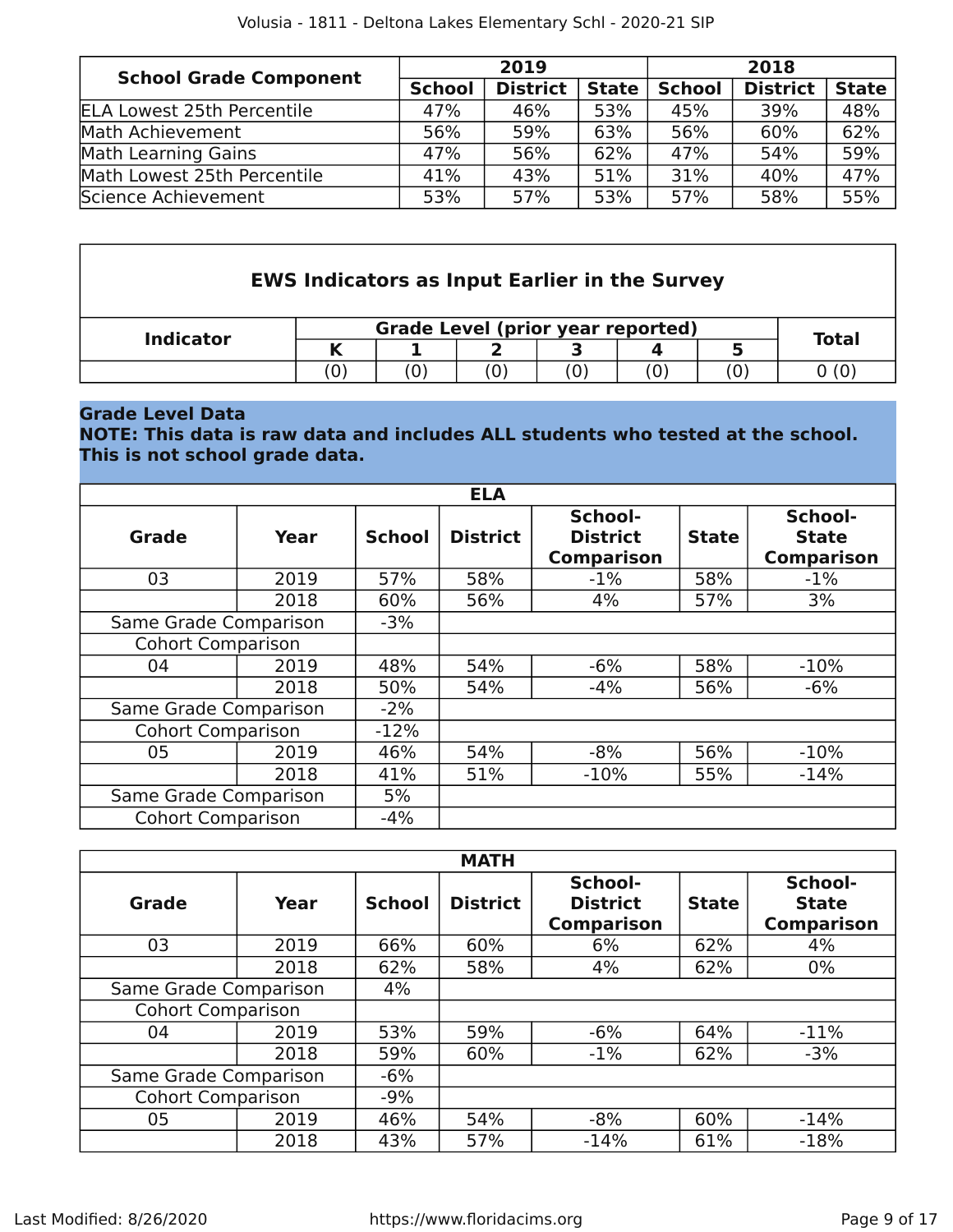| School Grade Component | 2019 | | | 2018 | | |
|---|---|---|---|---|---|---|
| | School | District | State | School | District | State |
| ELA Lowest 25th Percentile | 47% | 46% | 53% | 45% | 39% | 48% |
| Math Achievement | 56% | 59% | 63% | 56% | 60% | 62% |
| Math Learning Gains | 47% | 56% | 62% | 47% | 54% | 59% |
| Math Lowest 25th Percentile | 41% | 43% | 51% | 31% | 40% | 47% |
| Science Achievement | 53% | 57% | 53% | 57% | 58% | 55% |

| EWS Indicators as Input Earlier in the Survey | | | | | | | |
|---|---|---|---|---|---|---|---|
| Indicator | Grade Level (prior year reported) | | | | | | Total |
| | K | 1 | 2 | 3 | 4 | 5 | |
| | (0) | (0) | (0) | (0) | (0) | (0) | 0 (0) |

**Grade Level Data**
**NOTE: This data is raw data and includes ALL students who tested at the school. This is not school grade data.**

| ELA | | | | | | |
|---|---|---|---|---|---|---|
| Grade | Year | School | District | School-District Comparison | State | School-State Comparison |
| 03 | 2019 | 57% | 58% | -1% | 58% | -1% |
| | 2018 | 60% | 56% | 4% | 57% | 3% |
| Same Grade Comparison | | -3% | | | | |
| Cohort Comparison | | | | | | |
| 04 | 2019 | 48% | 54% | -6% | 58% | -10% |
| | 2018 | 50% | 54% | -4% | 56% | -6% |
| Same Grade Comparison | | -2% | | | | |
| Cohort Comparison | | -12% | | | | |
| 05 | 2019 | 46% | 54% | -8% | 56% | -10% |
| | 2018 | 41% | 51% | -10% | 55% | -14% |
| Same Grade Comparison | | 5% | | | | |
| Cohort Comparison | | -4% | | | | |

| MATH | | | | | | |
|---|---|---|---|---|---|---|
| Grade | Year | School | District | School-District Comparison | State | School-State Comparison |
| 03 | 2019 | 66% | 60% | 6% | 62% | 4% |
| | 2018 | 62% | 58% | 4% | 62% | 0% |
| Same Grade Comparison | | 4% | | | | |
| Cohort Comparison | | | | | | |
| 04 | 2019 | 53% | 59% | -6% | 64% | -11% |
| | 2018 | 59% | 60% | -1% | 62% | -3% |
| Same Grade Comparison | | -6% | | | | |
| Cohort Comparison | | -9% | | | | |
| 05 | 2019 | 46% | 54% | -8% | 60% | -14% |
| | 2018 | 43% | 57% | -14% | 61% | -18% |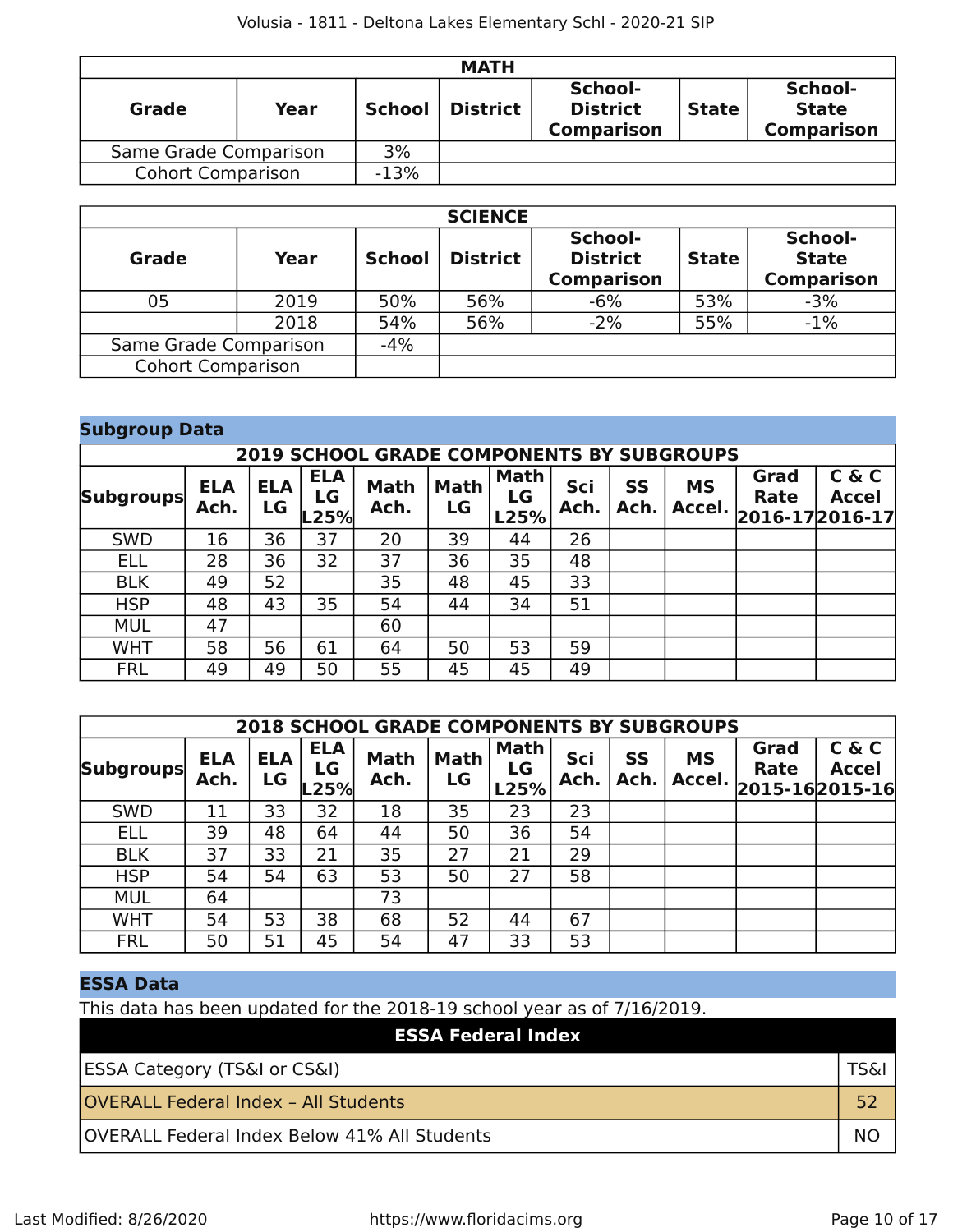| MATH | | | | | | |
|---|---|---|---|---|---|---|
| **Grade** | **Year** | **School** | **District** | **School-District Comparison** | **State** | **School-State Comparison** |
| Same Grade Comparison | | 3% | | | | |
| Cohort Comparison | | -13% | | | | |

| SCIENCE | | | | | | |
|---|---|---|---|---|---|---|
| **Grade** | **Year** | **School** | **District** | **School-District Comparison** | **State** | **School-State Comparison** |
| 05 | 2019 | 50% | 56% | -6% | 53% | -3% |
| | 2018 | 54% | 56% | -2% | 55% | -1% |
| Same Grade Comparison | | -4% | | | | |
| Cohort Comparison | | | | | | |

## Subgroup Data

| 2019 SCHOOL GRADE COMPONENTS BY SUBGROUPS | | | | | | | | | | | |
|---|---|---|---|---|---|---|---|---|---|---|---|
| **Subgroups** | **ELA Ach.** | **ELA LG** | **ELA LG L25%** | **Math Ach.** | **Math LG** | **Math LG L25%** | **Sci Ach.** | **SS Ach.** | **MS Accel.** | **Grad Rate 2016-17** | **C & C Accel 2016-17** |
| SWD | 16 | 36 | 37 | 20 | 39 | 44 | 26 | | | | |
| ELL | 28 | 36 | 32 | 37 | 36 | 35 | 48 | | | | |
| BLK | 49 | 52 | | 35 | 48 | 45 | 33 | | | | |
| HSP | 48 | 43 | 35 | 54 | 44 | 34 | 51 | | | | |
| MUL | 47 | | | 60 | | | | | | | |
| WHT | 58 | 56 | 61 | 64 | 50 | 53 | 59 | | | | |
| FRL | 49 | 49 | 50 | 55 | 45 | 45 | 49 | | | | |

| 2018 SCHOOL GRADE COMPONENTS BY SUBGROUPS | | | | | | | | | | | |
|---|---|---|---|---|---|---|---|---|---|---|---|
| **Subgroups** | **ELA Ach.** | **ELA LG** | **ELA LG L25%** | **Math Ach.** | **Math LG** | **Math LG L25%** | **Sci Ach.** | **SS Ach.** | **MS Accel.** | **Grad Rate 2015-16** | **C & C Accel 2015-16** |
| SWD | 11 | 33 | 32 | 18 | 35 | 23 | 23 | | | | |
| ELL | 39 | 48 | 64 | 44 | 50 | 36 | 54 | | | | |
| BLK | 37 | 33 | 21 | 35 | 27 | 21 | 29 | | | | |
| HSP | 54 | 54 | 63 | 53 | 50 | 27 | 58 | | | | |
| MUL | 64 | | | 73 | | | | | | | |
| WHT | 54 | 53 | 38 | 68 | 52 | 44 | 67 | | | | |
| FRL | 50 | 51 | 45 | 54 | 47 | 33 | 53 | | | | |

## ESSA Data

This data has been updated for the 2018-19 school year as of 7/16/2019.

| ESSA Federal Index | |
|---|---|
| ESSA Category (TS&I or CS&I) | TS&I |
| OVERALL Federal Index – All Students | 52 |
| OVERALL Federal Index Below 41% All Students | NO |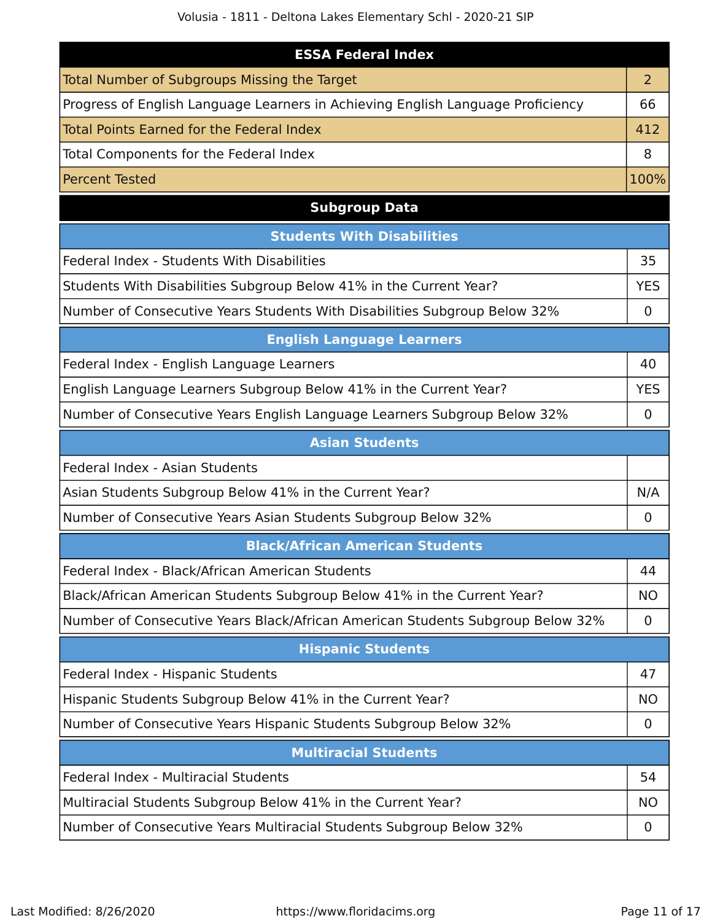| ESSA Federal Index | |
|---|---|
| Total Number of Subgroups Missing the Target | 2 |
| Progress of English Language Learners in Achieving English Language Proficiency | 66 |
| Total Points Earned for the Federal Index | 412 |
| Total Components for the Federal Index | 8 |
| Percent Tested | 100% |

## Subgroup Data

| Students With Disabilities | |
|---|---|
| Federal Index - Students With Disabilities | 35 |
| Students With Disabilities Subgroup Below 41% in the Current Year? | YES |
| Number of Consecutive Years Students With Disabilities Subgroup Below 32% | 0 |

| English Language Learners | |
|---|---|
| Federal Index - English Language Learners | 40 |
| English Language Learners Subgroup Below 41% in the Current Year? | YES |
| Number of Consecutive Years English Language Learners Subgroup Below 32% | 0 |

| Asian Students | |
|---|---|
| Federal Index - Asian Students | |
| Asian Students Subgroup Below 41% in the Current Year? | N/A |
| Number of Consecutive Years Asian Students Subgroup Below 32% | 0 |

| Black/African American Students | |
|---|---|
| Federal Index - Black/African American Students | 44 |
| Black/African American Students Subgroup Below 41% in the Current Year? | NO |
| Number of Consecutive Years Black/African American Students Subgroup Below 32% | 0 |

| Hispanic Students | |
|---|---|
| Federal Index - Hispanic Students | 47 |
| Hispanic Students Subgroup Below 41% in the Current Year? | NO |
| Number of Consecutive Years Hispanic Students Subgroup Below 32% | 0 |

| Multiracial Students | |
|---|---|
| Federal Index - Multiracial Students | 54 |
| Multiracial Students Subgroup Below 41% in the Current Year? | NO |
| Number of Consecutive Years Multiracial Students Subgroup Below 32% | 0 |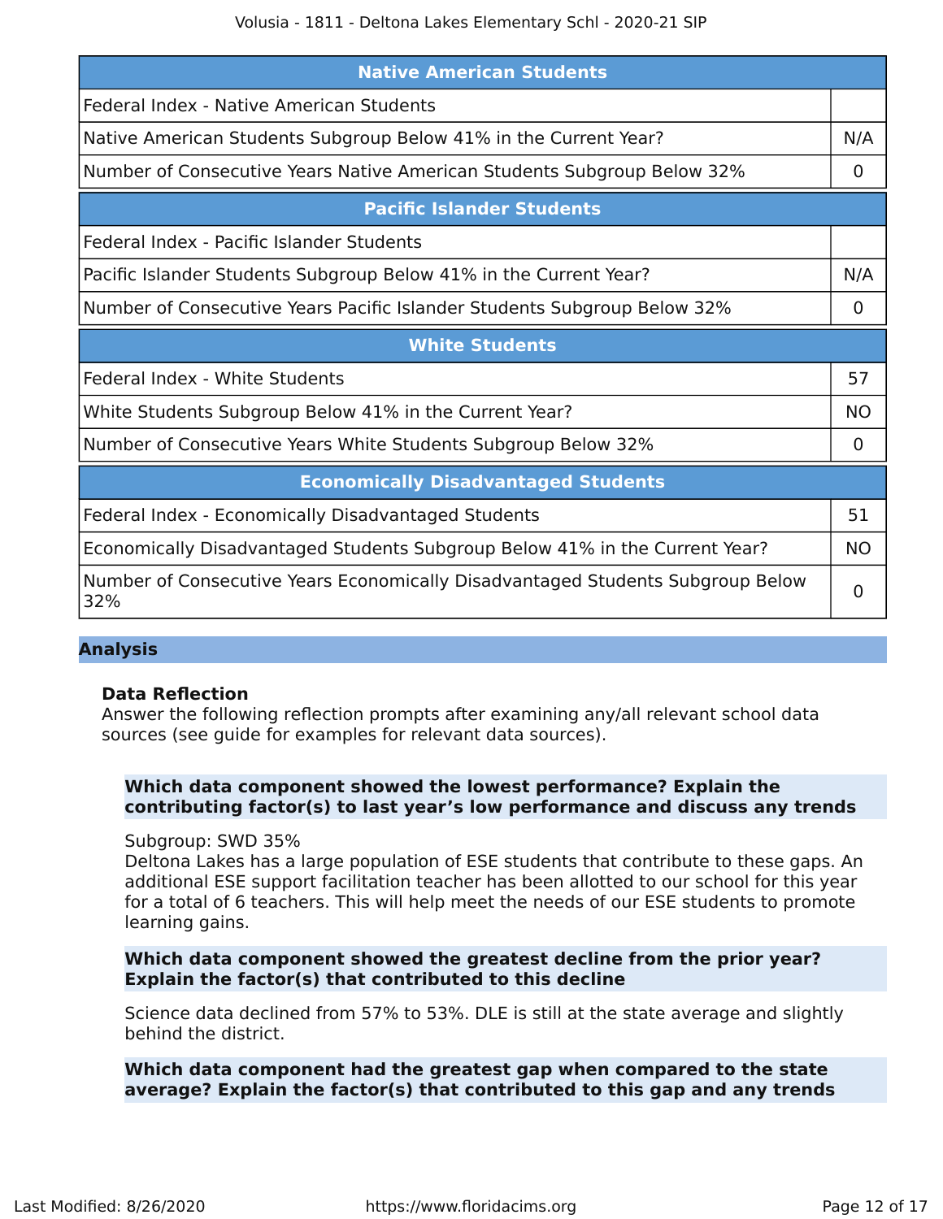| Native American Students | |
|---|---|
| Federal Index - Native American Students | |
| Native American Students Subgroup Below 41% in the Current Year? | N/A |
| Number of Consecutive Years Native American Students Subgroup Below 32% | 0 |

| Pacific Islander Students | |
|---|---|
| Federal Index - Pacific Islander Students | |
| Pacific Islander Students Subgroup Below 41% in the Current Year? | N/A |
| Number of Consecutive Years Pacific Islander Students Subgroup Below 32% | 0 |

| White Students | |
|---|---|
| Federal Index - White Students | 57 |
| White Students Subgroup Below 41% in the Current Year? | NO |
| Number of Consecutive Years White Students Subgroup Below 32% | 0 |

| Economically Disadvantaged Students | |
|---|---|
| Federal Index - Economically Disadvantaged Students | 51 |
| Economically Disadvantaged Students Subgroup Below 41% in the Current Year? | NO |
| Number of Consecutive Years Economically Disadvantaged Students Subgroup Below 32% | 0 |

## Analysis

### Data Reflection

Answer the following reflection prompts after examining any/all relevant school data sources (see guide for examples for relevant data sources).

**Which data component showed the lowest performance? Explain the contributing factor(s) to last year's low performance and discuss any trends**

Subgroup: SWD 35%
Deltona Lakes has a large population of ESE students that contribute to these gaps. An additional ESE support facilitation teacher has been allotted to our school for this year for a total of 6 teachers. This will help meet the needs of our ESE students to promote learning gains.

**Which data component showed the greatest decline from the prior year? Explain the factor(s) that contributed to this decline**

Science data declined from 57% to 53%. DLE is still at the state average and slightly behind the district.

**Which data component had the greatest gap when compared to the state average? Explain the factor(s) that contributed to this gap and any trends**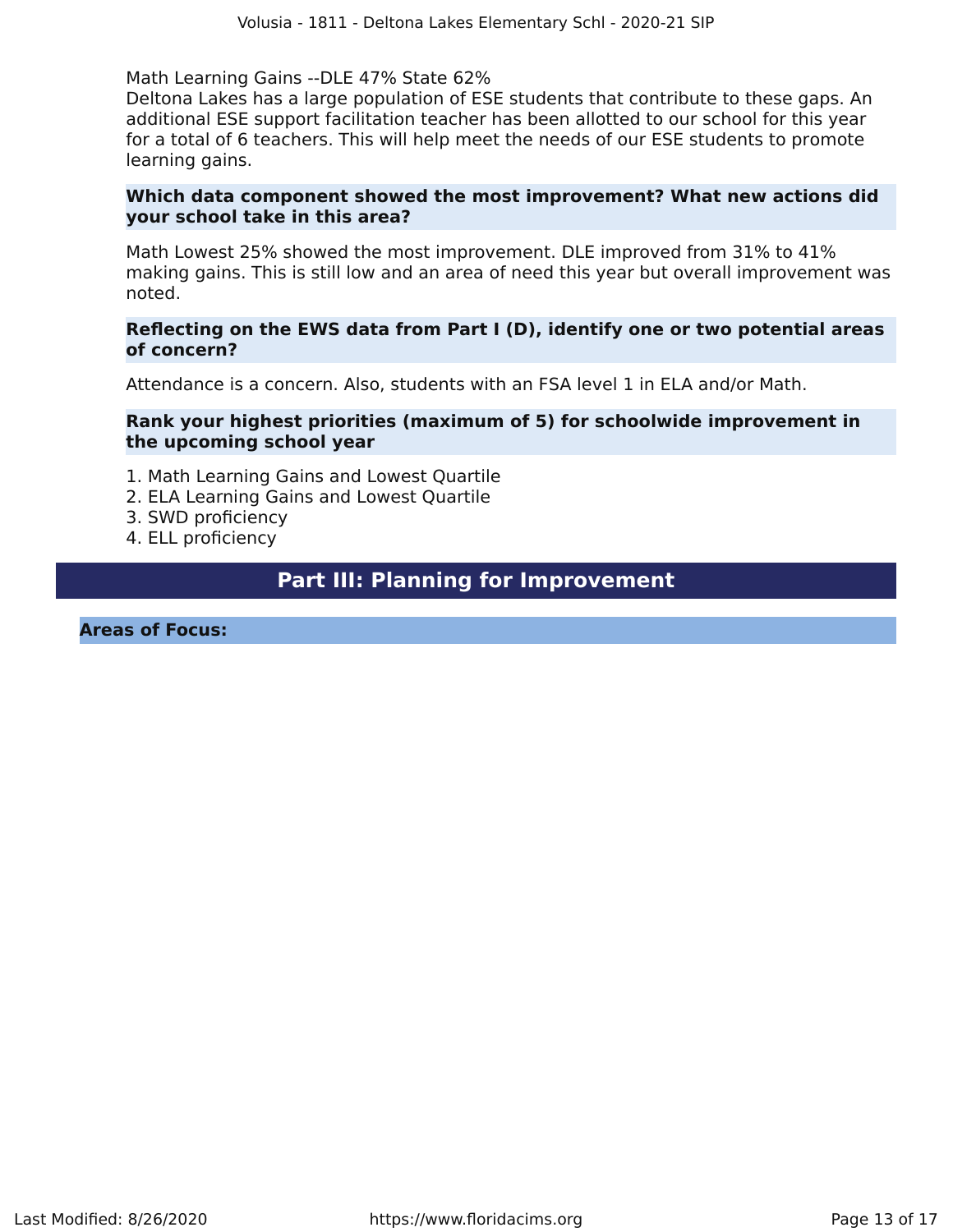Math Learning Gains --DLE 47% State 62%
Deltona Lakes has a large population of ESE students that contribute to these gaps. An additional ESE support facilitation teacher has been allotted to our school for this year for a total of 6 teachers. This will help meet the needs of our ESE students to promote learning gains.

**Which data component showed the most improvement? What new actions did your school take in this area?**

Math Lowest 25% showed the most improvement. DLE improved from 31% to 41% making gains. This is still low and an area of need this year but overall improvement was noted.

**Reflecting on the EWS data from Part I (D), identify one or two potential areas of concern?**

Attendance is a concern. Also, students with an FSA level 1 in ELA and/or Math.

**Rank your highest priorities (maximum of 5) for schoolwide improvement in the upcoming school year**

1. Math Learning Gains and Lowest Quartile
2. ELA Learning Gains and Lowest Quartile
3. SWD proficiency
4. ELL proficiency

## Part III: Planning for Improvement

**Areas of Focus:**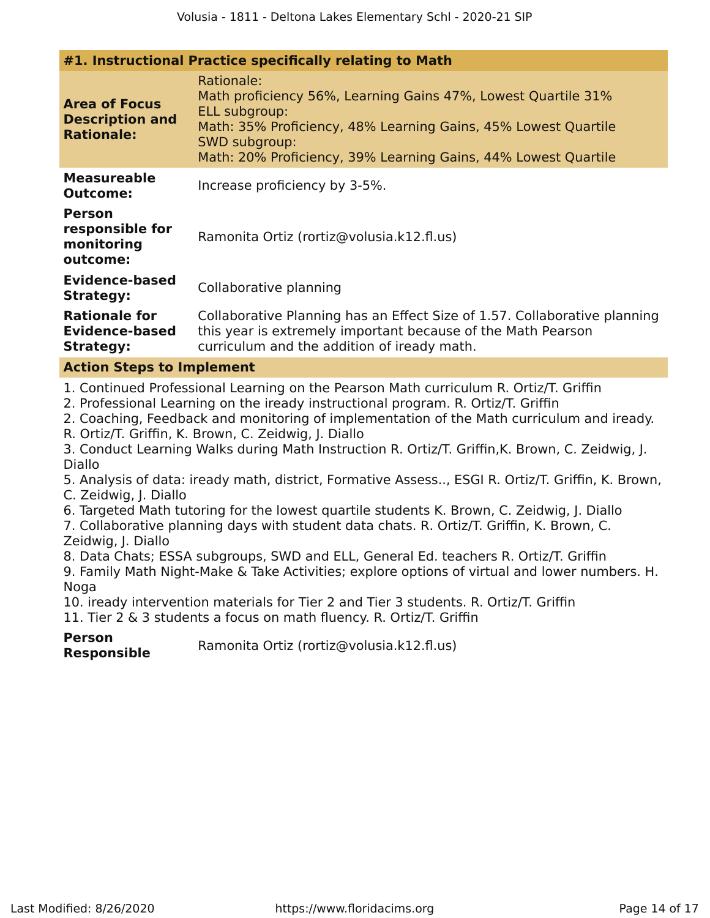## #1. Instructional Practice specifically relating to Math

| | |
|---|---|
| **Area of Focus Description and Rationale:** | Rationale:<br>Math proficiency 56%, Learning Gains 47%, Lowest Quartile 31%<br>ELL subgroup:<br>Math: 35% Proficiency, 48% Learning Gains, 45% Lowest Quartile<br>SWD subgroup:<br>Math: 20% Proficiency, 39% Learning Gains, 44% Lowest Quartile |
| **Measureable Outcome:** | Increase proficiency by 3-5%. |
| **Person responsible for monitoring outcome:** | Ramonita Ortiz (rortiz@volusia.k12.fl.us) |
| **Evidence-based Strategy:** | Collaborative planning |
| **Rationale for Evidence-based Strategy:** | Collaborative Planning has an Effect Size of 1.57. Collaborative planning this year is extremely important because of the Math Pearson curriculum and the addition of iready math. |

**Action Steps to Implement**

1. Continued Professional Learning on the Pearson Math curriculum R. Ortiz/T. Griffin
2. Professional Learning on the iready instructional program. R. Ortiz/T. Griffin
2. Coaching, Feedback and monitoring of implementation of the Math curriculum and iready. R. Ortiz/T. Griffin, K. Brown, C. Zeidwig, J. Diallo
3. Conduct Learning Walks during Math Instruction R. Ortiz/T. Griffin,K. Brown, C. Zeidwig, J. Diallo
5. Analysis of data: iready math, district, Formative Assess.., ESGI R. Ortiz/T. Griffin, K. Brown, C. Zeidwig, J. Diallo
6. Targeted Math tutoring for the lowest quartile students K. Brown, C. Zeidwig, J. Diallo
7. Collaborative planning days with student data chats. R. Ortiz/T. Griffin, K. Brown, C. Zeidwig, J. Diallo
8. Data Chats; ESSA subgroups, SWD and ELL, General Ed. teachers R. Ortiz/T. Griffin
9. Family Math Night-Make & Take Activities; explore options of virtual and lower numbers. H. Noga
10. iready intervention materials for Tier 2 and Tier 3 students. R. Ortiz/T. Griffin
11. Tier 2 & 3 students a focus on math fluency. R. Ortiz/T. Griffin

| | |
|---|---|
| **Person Responsible** | Ramonita Ortiz (rortiz@volusia.k12.fl.us) |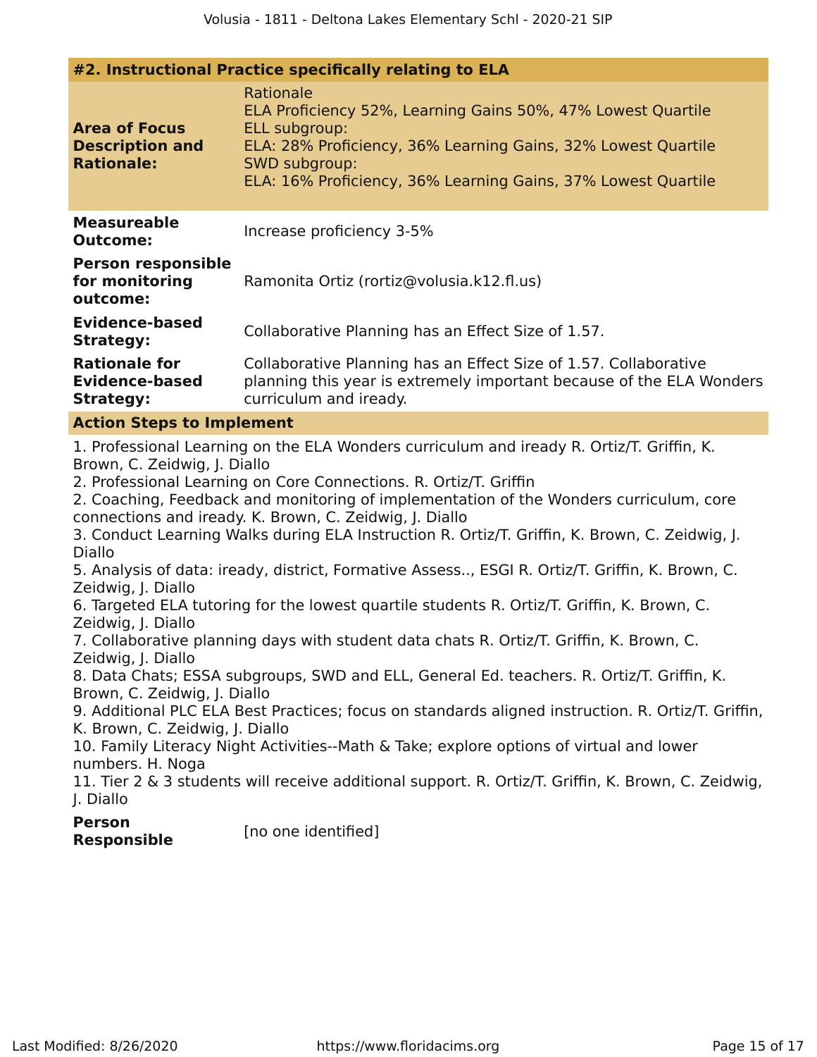## #2. Instructional Practice specifically relating to ELA

**Area of Focus Description and Rationale:**

Rationale
ELA Proficiency 52%, Learning Gains 50%, 47% Lowest Quartile
ELL subgroup:
ELA: 28% Proficiency, 36% Learning Gains, 32% Lowest Quartile
SWD subgroup:
ELA: 16% Proficiency, 36% Learning Gains, 37% Lowest Quartile

**Measureable Outcome:** Increase proficiency 3-5%

**Person responsible for monitoring outcome:** Ramonita Ortiz (rortiz@volusia.k12.fl.us)

**Evidence-based Strategy:** Collaborative Planning has an Effect Size of 1.57.

**Rationale for Evidence-based Strategy:** Collaborative Planning has an Effect Size of 1.57. Collaborative planning this year is extremely important because of the ELA Wonders curriculum and iready.

### Action Steps to Implement

1. Professional Learning on the ELA Wonders curriculum and iready R. Ortiz/T. Griffin, K. Brown, C. Zeidwig, J. Diallo
2. Professional Learning on Core Connections. R. Ortiz/T. Griffin
2. Coaching, Feedback and monitoring of implementation of the Wonders curriculum, core connections and iready. K. Brown, C. Zeidwig, J. Diallo
3. Conduct Learning Walks during ELA Instruction R. Ortiz/T. Griffin, K. Brown, C. Zeidwig, J. Diallo
5. Analysis of data: iready, district, Formative Assess.., ESGI R. Ortiz/T. Griffin, K. Brown, C. Zeidwig, J. Diallo
6. Targeted ELA tutoring for the lowest quartile students R. Ortiz/T. Griffin, K. Brown, C. Zeidwig, J. Diallo
7. Collaborative planning days with student data chats R. Ortiz/T. Griffin, K. Brown, C. Zeidwig, J. Diallo
8. Data Chats; ESSA subgroups, SWD and ELL, General Ed. teachers. R. Ortiz/T. Griffin, K. Brown, C. Zeidwig, J. Diallo
9. Additional PLC ELA Best Practices; focus on standards aligned instruction. R. Ortiz/T. Griffin, K. Brown, C. Zeidwig, J. Diallo
10. Family Literacy Night Activities--Math & Take; explore options of virtual and lower numbers. H. Noga
11. Tier 2 & 3 students will receive additional support. R. Ortiz/T. Griffin, K. Brown, C. Zeidwig, J. Diallo

**Person Responsible** [no one identified]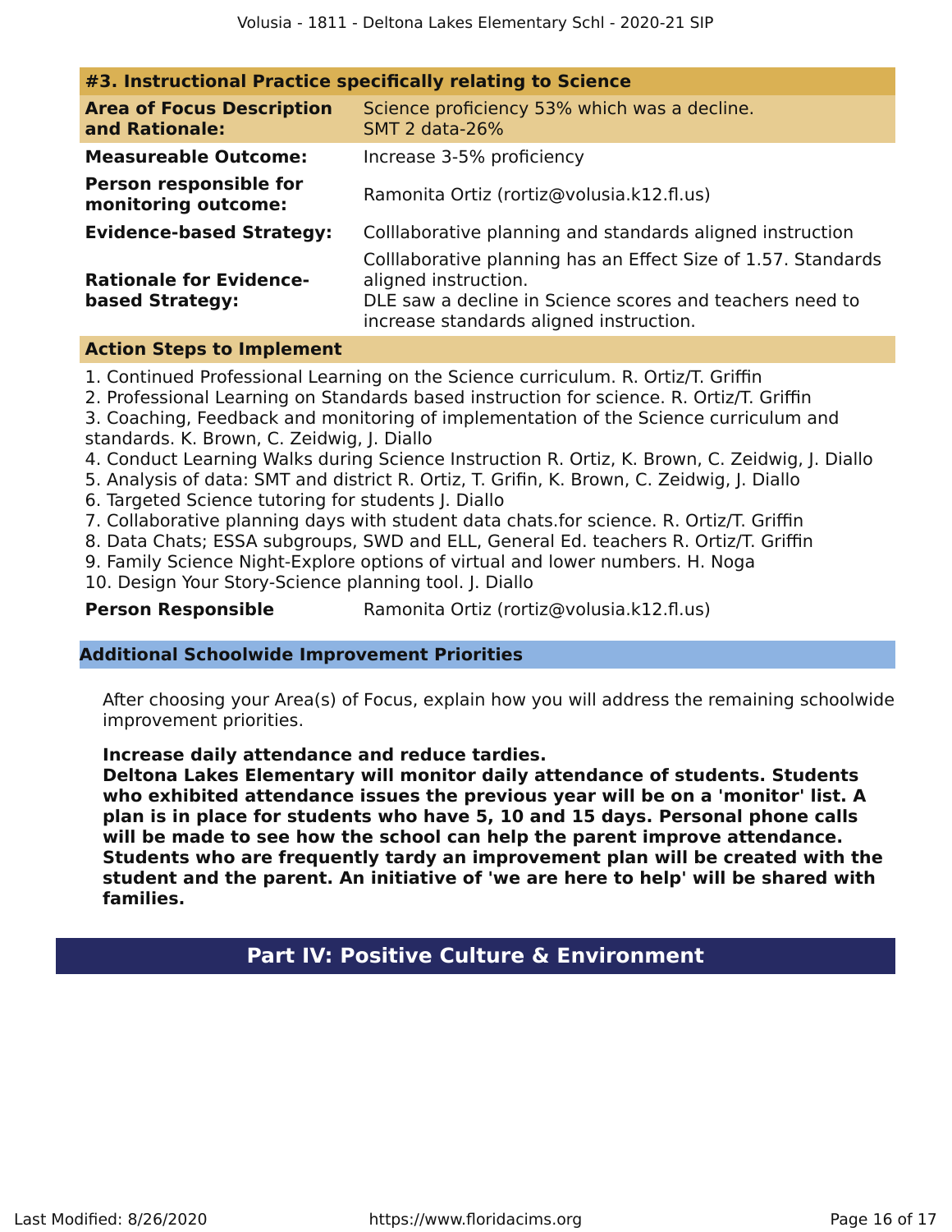### #3. Instructional Practice specifically relating to Science

| | |
|---|---|
| **Area of Focus Description and Rationale:** | Science proficiency 53% which was a decline.<br>SMT 2 data-26% |
| **Measureable Outcome:** | Increase 3-5% proficiency |
| **Person responsible for monitoring outcome:** | Ramonita Ortiz (rortiz@volusia.k12.fl.us) |
| **Evidence-based Strategy:** | Colllaborative planning and standards aligned instruction |
| **Rationale for Evidence-based Strategy:** | Colllaborative planning has an Effect Size of 1.57. Standards aligned instruction.<br>DLE saw a decline in Science scores and teachers need to increase standards aligned instruction. |

**Action Steps to Implement**

1. Continued Professional Learning on the Science curriculum. R. Ortiz/T. Griffin
2. Professional Learning on Standards based instruction for science. R. Ortiz/T. Griffin
3. Coaching, Feedback and monitoring of implementation of the Science curriculum and standards. K. Brown, C. Zeidwig, J. Diallo
4. Conduct Learning Walks during Science Instruction R. Ortiz, K. Brown, C. Zeidwig, J. Diallo
5. Analysis of data: SMT and district R. Ortiz, T. Grifin, K. Brown, C. Zeidwig, J. Diallo
6. Targeted Science tutoring for students J. Diallo
7. Collaborative planning days with student data chats.for science. R. Ortiz/T. Griffin
8. Data Chats; ESSA subgroups, SWD and ELL, General Ed. teachers R. Ortiz/T. Griffin
9. Family Science Night-Explore options of virtual and lower numbers. H. Noga
10. Design Your Story-Science planning tool. J. Diallo

**Person Responsible** Ramonita Ortiz (rortiz@volusia.k12.fl.us)

### Additional Schoolwide Improvement Priorities

After choosing your Area(s) of Focus, explain how you will address the remaining schoolwide improvement priorities.

**Increase daily attendance and reduce tardies.**
**Deltona Lakes Elementary will monitor daily attendance of students. Students who exhibited attendance issues the previous year will be on a 'monitor' list. A plan is in place for students who have 5, 10 and 15 days. Personal phone calls will be made to see how the school can help the parent improve attendance. Students who are frequently tardy an improvement plan will be created with the student and the parent. An initiative of 'we are here to help' will be shared with families.**

## Part IV: Positive Culture & Environment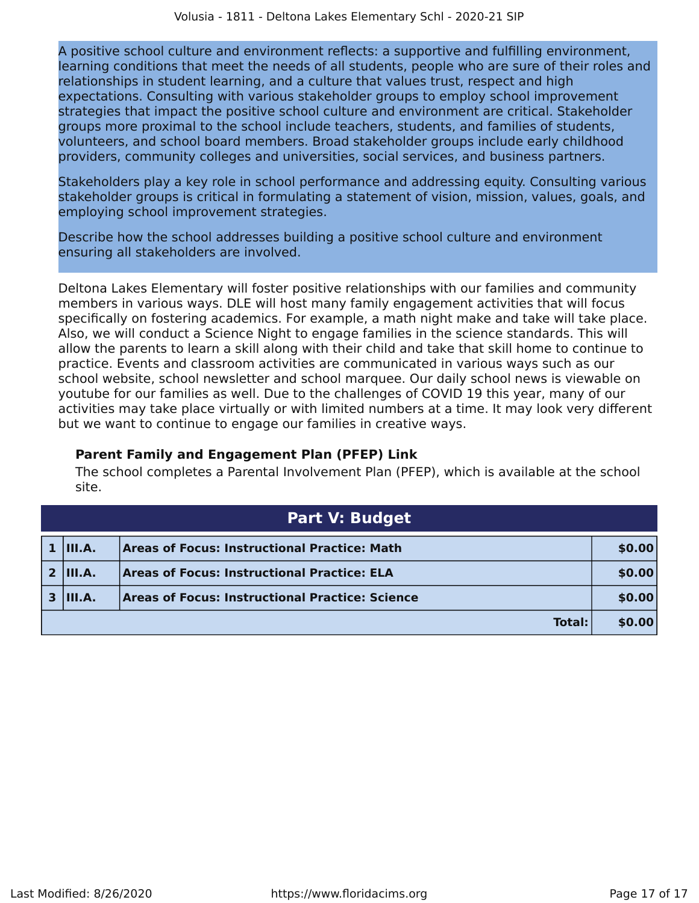A positive school culture and environment reflects: a supportive and fulfilling environment, learning conditions that meet the needs of all students, people who are sure of their roles and relationships in student learning, and a culture that values trust, respect and high expectations. Consulting with various stakeholder groups to employ school improvement strategies that impact the positive school culture and environment are critical. Stakeholder groups more proximal to the school include teachers, students, and families of students, volunteers, and school board members. Broad stakeholder groups include early childhood providers, community colleges and universities, social services, and business partners.

Stakeholders play a key role in school performance and addressing equity. Consulting various stakeholder groups is critical in formulating a statement of vision, mission, values, goals, and employing school improvement strategies.

Describe how the school addresses building a positive school culture and environment ensuring all stakeholders are involved.

Deltona Lakes Elementary will foster positive relationships with our families and community members in various ways. DLE will host many family engagement activities that will focus specifically on fostering academics. For example, a math night make and take will take place. Also, we will conduct a Science Night to engage families in the science standards. This will allow the parents to learn a skill along with their child and take that skill home to continue to practice. Events and classroom activities are communicated in various ways such as our school website, school newsletter and school marquee. Our daily school news is viewable on youtube for our families as well. Due to the challenges of COVID 19 this year, many of our activities may take place virtually or with limited numbers at a time. It may look very different but we want to continue to engage our families in creative ways.

**Parent Family and Engagement Plan (PFEP) Link**

The school completes a Parental Involvement Plan (PFEP), which is available at the school site.

## Part V: Budget

| | | | |
|---|---|---|---|
| 1 | **III.A.** | **Areas of Focus: Instructional Practice: Math** | **$0.00** |
| 2 | **III.A.** | **Areas of Focus: Instructional Practice: ELA** | **$0.00** |
| 3 | **III.A.** | **Areas of Focus: Instructional Practice: Science** | **$0.00** |
| | | **Total:** | **$0.00** |